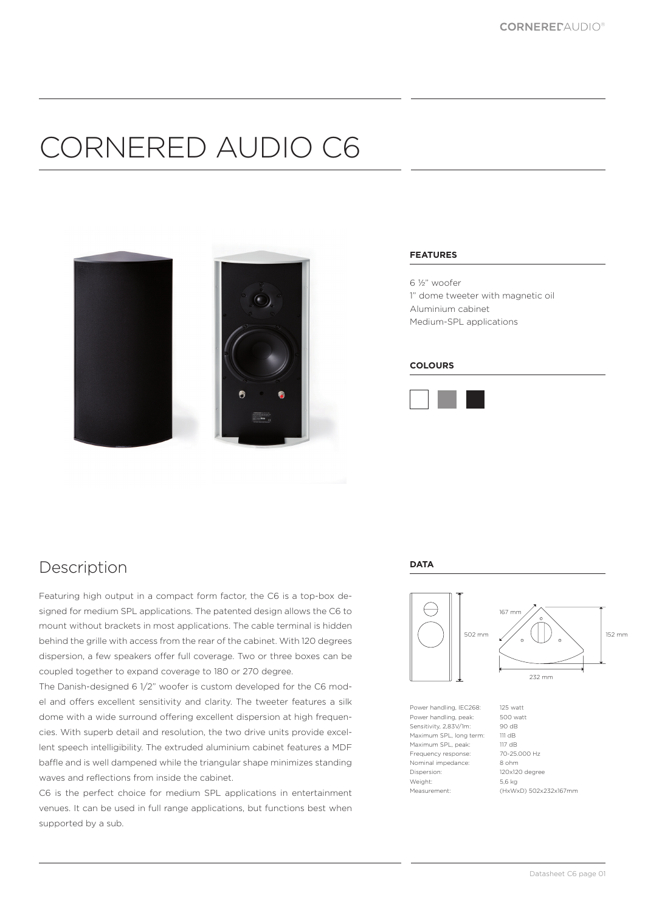# CORNERED AUDIO C6

### FEATURES

6 ½" woofer
1" dome tweeter with magnetic oil
Aluminium cabinet
Medium-SPL applications

### COLOURS

## Description

Featuring high output in a compact form factor, the C6 is a top-box designed for medium SPL applications. The patented design allows the C6 to mount without brackets in most applications. The cable terminal is hidden behind the grille with access from the rear of the cabinet. With 120 degrees dispersion, a few speakers offer full coverage. Two or three boxes can be coupled together to expand coverage to 180 or 270 degree.

The Danish-designed 6 1/2" woofer is custom developed for the C6 model and offers excellent sensitivity and clarity. The tweeter features a silk dome with a wide surround offering excellent dispersion at high frequencies. With superb detail and resolution, the two drive units provide excellent speech intelligibility. The extruded aluminium cabinet features a MDF baffle and is well dampened while the triangular shape minimizes standing waves and reflections from inside the cabinet.

C6 is the perfect choice for medium SPL applications in entertainment venues. It can be used in full range applications, but functions best when supported by a sub.

### DATA

502 mm, 167 mm, 152 mm, 232 mm

| | |
|---|---|
| Power handling, IEC268: | 125 watt |
| Power handling, peak: | 500 watt |
| Sensitivity, 2,83V/1m: | 90 dB |
| Maximum SPL, long term: | 111 dB |
| Maximum SPL, peak: | 117 dB |
| Frequency response: | 70-25.000 Hz |
| Nominal impedance: | 8 ohm |
| Dispersion: | 120x120 degree |
| Weight: | 5,6 kg |
| Measurement: | (HxWxD) 502x232x167mm |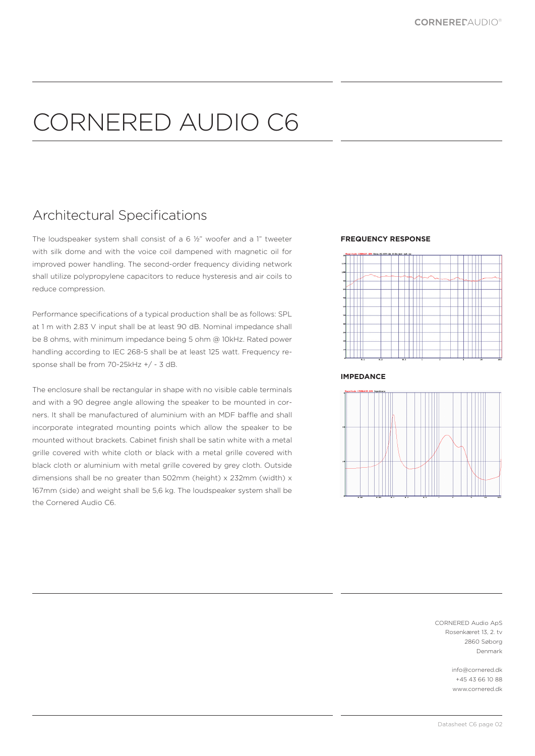# CORNERED AUDIO C6

## Architectural Specifications

The loudspeaker system shall consist of a 6 ½" woofer and a 1" tweeter with silk dome and with the voice coil dampened with magnetic oil for improved power handling. The second-order frequency dividing network shall utilize polypropylene capacitors to reduce hysteresis and air coils to reduce compression.

Performance specifications of a typical production shall be as follows: SPL at 1 m with 2.83 V input shall be at least 90 dB. Nominal impedance shall be 8 ohms, with minimum impedance being 5 ohm @ 10kHz. Rated power handling according to IEC 268-5 shall be at least 125 watt. Frequency response shall be from 70-25kHz +/ - 3 dB.

The enclosure shall be rectangular in shape with no visible cable terminals and with a 90 degree angle allowing the speaker to be mounted in corners. It shall be manufactured of aluminium with an MDF baffle and shall incorporate integrated mounting points which allow the speaker to be mounted without brackets. Cabinet finish shall be satin white with a metal grille covered with white cloth or black with a metal grille covered with black cloth or aluminium with metal grille covered by grey cloth. Outside dimensions shall be no greater than 502mm (height) x 232mm (width) x 167mm (side) and weight shall be 5,6 kg. The loudspeaker system shall be the Cornered Audio C6.

**FREQUENCY RESPONSE**

**IMPEDANCE**

CORNERED Audio ApS
Rosenkæret 13, 2. tv
2860 Søborg
Denmark

info@cornered.dk
+45 43 66 10 88
www.cornered.dk